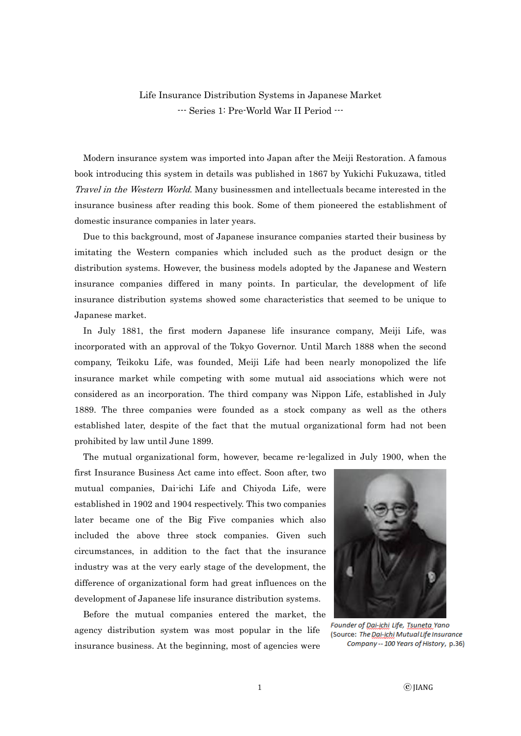Life Insurance Distribution Systems in Japanese Market
--- Series 1: Pre-World War II Period ---

Modern insurance system was imported into Japan after the Meiji Restoration. A famous book introducing this system in details was published in 1867 by Yukichi Fukuzawa, titled *Travel in the Western World*. Many businessmen and intellectuals became interested in the insurance business after reading this book. Some of them pioneered the establishment of domestic insurance companies in later years.

Due to this background, most of Japanese insurance companies started their business by imitating the Western companies which included such as the product design or the distribution systems. However, the business models adopted by the Japanese and Western insurance companies differed in many points. In particular, the development of life insurance distribution systems showed some characteristics that seemed to be unique to Japanese market.

In July 1881, the first modern Japanese life insurance company, Meiji Life, was incorporated with an approval of the Tokyo Governor. Until March 1888 when the second company, Teikoku Life, was founded, Meiji Life had been nearly monopolized the life insurance market while competing with some mutual aid associations which were not considered as an incorporation. The third company was Nippon Life, established in July 1889. The three companies were founded as a stock company as well as the others established later, despite of the fact that the mutual organizational form had not been prohibited by law until June 1899.

The mutual organizational form, however, became re-legalized in July 1900, when the first Insurance Business Act came into effect. Soon after, two mutual companies, Dai-ichi Life and Chiyoda Life, were established in 1902 and 1904 respectively. This two companies later became one of the Big Five companies which also included the above three stock companies. Given such circumstances, in addition to the fact that the insurance industry was at the very early stage of the development, the difference of organizational form had great influences on the development of Japanese life insurance distribution systems.

*Founder of Dai-ichi Life, Tsuneta Yano*
(Source: *The Dai-ichi Mutual Life Insurance Company -- 100 Years of History*, p.36)

Before the mutual companies entered the market, the agency distribution system was most popular in the life insurance business. At the beginning, most of agencies were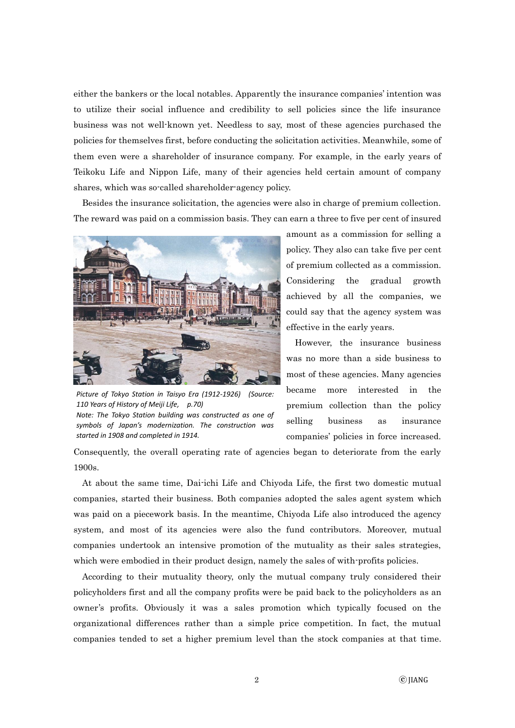either the bankers or the local notables. Apparently the insurance companies' intention was to utilize their social influence and credibility to sell policies since the life insurance business was not well-known yet. Needless to say, most of these agencies purchased the policies for themselves first, before conducting the solicitation activities. Meanwhile, some of them even were a shareholder of insurance company. For example, in the early years of Teikoku Life and Nippon Life, many of their agencies held certain amount of company shares, which was so-called shareholder-agency policy.

Besides the insurance solicitation, the agencies were also in charge of premium collection. The reward was paid on a commission basis. They can earn a three to five per cent of insured amount as a commission for selling a policy. They also can take five per cent of premium collected as a commission. Considering the gradual growth achieved by all the companies, we could say that the agency system was effective in the early years.

*Picture of Tokyo Station in Taisyo Era (1912-1926) (Source: 110 Years of History of Meiji Life, p.70)*
*Note: The Tokyo Station building was constructed as one of symbols of Japan's modernization. The construction was started in 1908 and completed in 1914.*

However, the insurance business was no more than a side business to most of these agencies. Many agencies became more interested in the premium collection than the policy selling business as insurance companies' policies in force increased. Consequently, the overall operating rate of agencies began to deteriorate from the early 1900s.

At about the same time, Dai-ichi Life and Chiyoda Life, the first two domestic mutual companies, started their business. Both companies adopted the sales agent system which was paid on a piecework basis. In the meantime, Chiyoda Life also introduced the agency system, and most of its agencies were also the fund contributors. Moreover, mutual companies undertook an intensive promotion of the mutuality as their sales strategies, which were embodied in their product design, namely the sales of with-profits policies.

According to their mutuality theory, only the mutual company truly considered their policyholders first and all the company profits were be paid back to the policyholders as an owner's profits. Obviously it was a sales promotion which typically focused on the organizational differences rather than a simple price competition. In fact, the mutual companies tended to set a higher premium level than the stock companies at that time.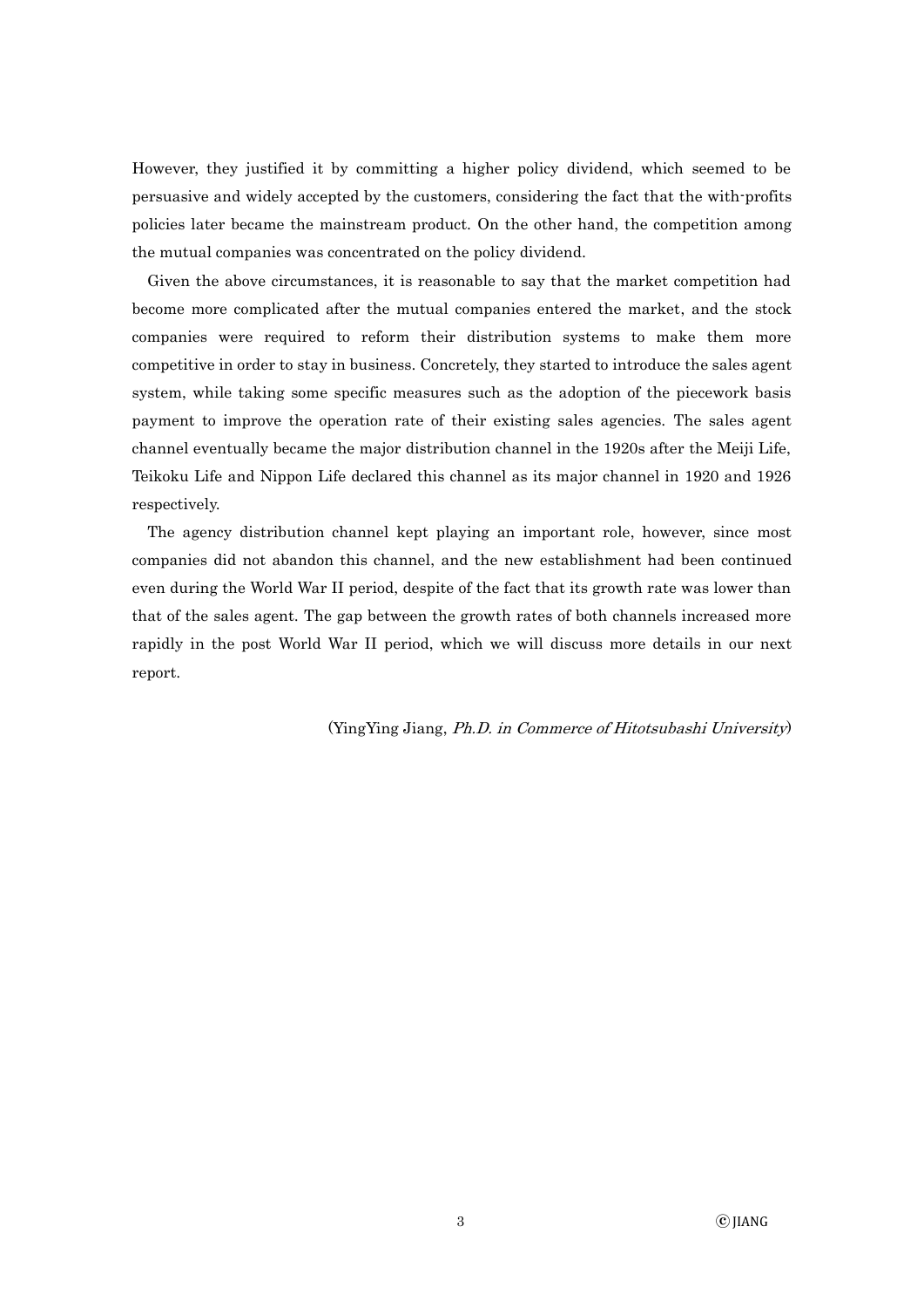However, they justified it by committing a higher policy dividend, which seemed to be persuasive and widely accepted by the customers, considering the fact that the with-profits policies later became the mainstream product. On the other hand, the competition among the mutual companies was concentrated on the policy dividend.

Given the above circumstances, it is reasonable to say that the market competition had become more complicated after the mutual companies entered the market, and the stock companies were required to reform their distribution systems to make them more competitive in order to stay in business. Concretely, they started to introduce the sales agent system, while taking some specific measures such as the adoption of the piecework basis payment to improve the operation rate of their existing sales agencies. The sales agent channel eventually became the major distribution channel in the 1920s after the Meiji Life, Teikoku Life and Nippon Life declared this channel as its major channel in 1920 and 1926 respectively.

The agency distribution channel kept playing an important role, however, since most companies did not abandon this channel, and the new establishment had been continued even during the World War II period, despite of the fact that its growth rate was lower than that of the sales agent. The gap between the growth rates of both channels increased more rapidly in the post World War II period, which we will discuss more details in our next report.

(YingYing Jiang, *Ph.D. in Commerce of Hitotsubashi University*)